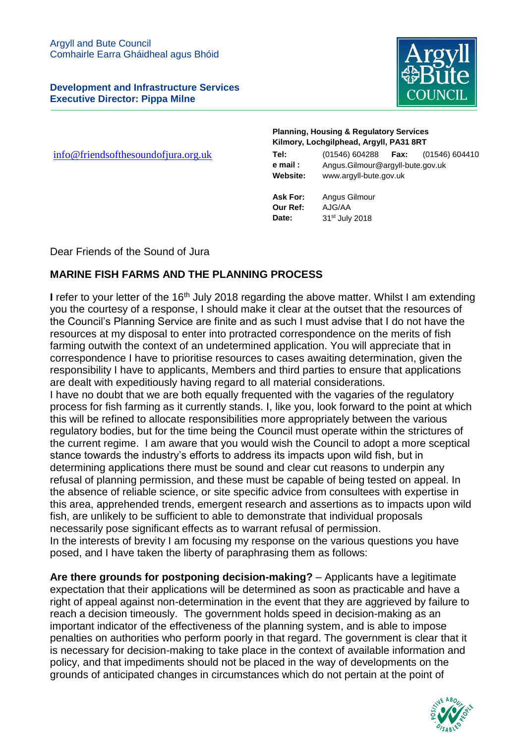Argyll and Bute Council
Comhairle Earra Ghàidheal agus Bhóid

**Development and Infrastructure Services**
**Executive Director: Pippa Milne**

**Planning, Housing & Regulatory Services**
**Kilmory, Lochgilphead, Argyll, PA31 8RT**

info@friendsofthesoundofjura.org.uk

**Tel:** (01546) 604288 **Fax:** (01546) 604410
**e mail :** Angus.Gilmour@argyll-bute.gov.uk
**Website:** www.argyll-bute.gov.uk

**Ask For:** Angus Gilmour
**Our Ref:** AJG/AA
**Date:** 31st July 2018

Dear Friends of the Sound of Jura

**MARINE FISH FARMS AND THE PLANNING PROCESS**

**I** refer to your letter of the 16th July 2018 regarding the above matter. Whilst I am extending you the courtesy of a response, I should make it clear at the outset that the resources of the Council's Planning Service are finite and as such I must advise that I do not have the resources at my disposal to enter into protracted correspondence on the merits of fish farming outwith the context of an undetermined application. You will appreciate that in correspondence I have to prioritise resources to cases awaiting determination, given the responsibility I have to applicants, Members and third parties to ensure that applications are dealt with expeditiously having regard to all material considerations.
I have no doubt that we are both equally frequented with the vagaries of the regulatory process for fish farming as it currently stands. I, like you, look forward to the point at which this will be refined to allocate responsibilities more appropriately between the various regulatory bodies, but for the time being the Council must operate within the strictures of the current regime. I am aware that you would wish the Council to adopt a more sceptical stance towards the industry's efforts to address its impacts upon wild fish, but in determining applications there must be sound and clear cut reasons to underpin any refusal of planning permission, and these must be capable of being tested on appeal. In the absence of reliable science, or site specific advice from consultees with expertise in this area, apprehended trends, emergent research and assertions as to impacts upon wild fish, are unlikely to be sufficient to able to demonstrate that individual proposals necessarily pose significant effects as to warrant refusal of permission.
In the interests of brevity I am focusing my response on the various questions you have posed, and I have taken the liberty of paraphrasing them as follows:

**Are there grounds for postponing decision-making?** – Applicants have a legitimate expectation that their applications will be determined as soon as practicable and have a right of appeal against non-determination in the event that they are aggrieved by failure to reach a decision timeously. The government holds speed in decision-making as an important indicator of the effectiveness of the planning system, and is able to impose penalties on authorities who perform poorly in that regard. The government is clear that it is necessary for decision-making to take place in the context of available information and policy, and that impediments should not be placed in the way of developments on the grounds of anticipated changes in circumstances which do not pertain at the point of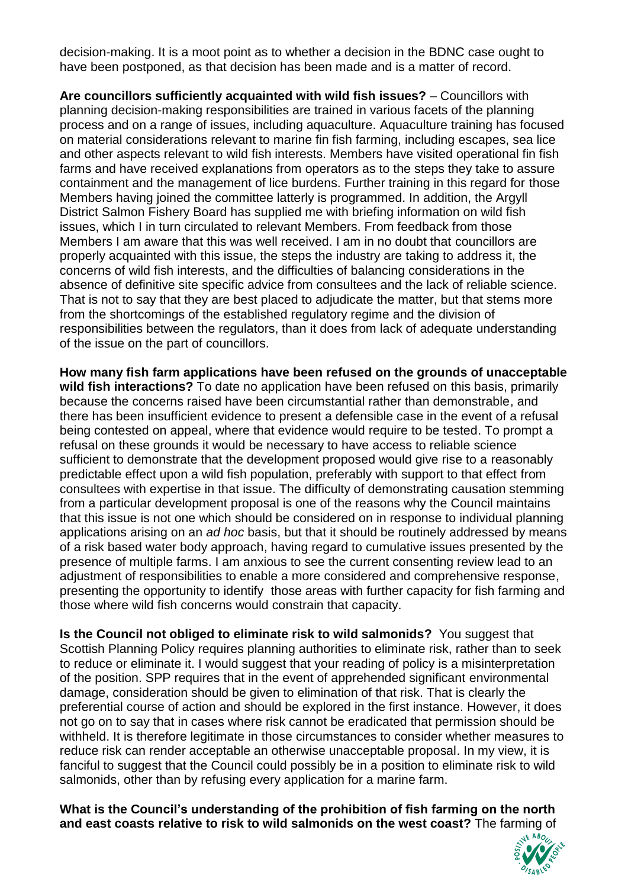decision-making. It is a moot point as to whether a decision in the BDNC case ought to have been postponed, as that decision has been made and is a matter of record.

**Are councillors sufficiently acquainted with wild fish issues?** – Councillors with planning decision-making responsibilities are trained in various facets of the planning process and on a range of issues, including aquaculture. Aquaculture training has focused on material considerations relevant to marine fin fish farming, including escapes, sea lice and other aspects relevant to wild fish interests. Members have visited operational fin fish farms and have received explanations from operators as to the steps they take to assure containment and the management of lice burdens. Further training in this regard for those Members having joined the committee latterly is programmed. In addition, the Argyll District Salmon Fishery Board has supplied me with briefing information on wild fish issues, which I in turn circulated to relevant Members. From feedback from those Members I am aware that this was well received. I am in no doubt that councillors are properly acquainted with this issue, the steps the industry are taking to address it, the concerns of wild fish interests, and the difficulties of balancing considerations in the absence of definitive site specific advice from consultees and the lack of reliable science. That is not to say that they are best placed to adjudicate the matter, but that stems more from the shortcomings of the established regulatory regime and the division of responsibilities between the regulators, than it does from lack of adequate understanding of the issue on the part of councillors.

**How many fish farm applications have been refused on the grounds of unacceptable wild fish interactions?** To date no application have been refused on this basis, primarily because the concerns raised have been circumstantial rather than demonstrable, and there has been insufficient evidence to present a defensible case in the event of a refusal being contested on appeal, where that evidence would require to be tested. To prompt a refusal on these grounds it would be necessary to have access to reliable science sufficient to demonstrate that the development proposed would give rise to a reasonably predictable effect upon a wild fish population, preferably with support to that effect from consultees with expertise in that issue. The difficulty of demonstrating causation stemming from a particular development proposal is one of the reasons why the Council maintains that this issue is not one which should be considered on in response to individual planning applications arising on an *ad hoc* basis, but that it should be routinely addressed by means of a risk based water body approach, having regard to cumulative issues presented by the presence of multiple farms. I am anxious to see the current consenting review lead to an adjustment of responsibilities to enable a more considered and comprehensive response, presenting the opportunity to identify those areas with further capacity for fish farming and those where wild fish concerns would constrain that capacity.

**Is the Council not obliged to eliminate risk to wild salmonids?** You suggest that Scottish Planning Policy requires planning authorities to eliminate risk, rather than to seek to reduce or eliminate it. I would suggest that your reading of policy is a misinterpretation of the position. SPP requires that in the event of apprehended significant environmental damage, consideration should be given to elimination of that risk. That is clearly the preferential course of action and should be explored in the first instance. However, it does not go on to say that in cases where risk cannot be eradicated that permission should be withheld. It is therefore legitimate in those circumstances to consider whether measures to reduce risk can render acceptable an otherwise unacceptable proposal. In my view, it is fanciful to suggest that the Council could possibly be in a position to eliminate risk to wild salmonids, other than by refusing every application for a marine farm.

**What is the Council's understanding of the prohibition of fish farming on the north and east coasts relative to risk to wild salmonids on the west coast?** The farming of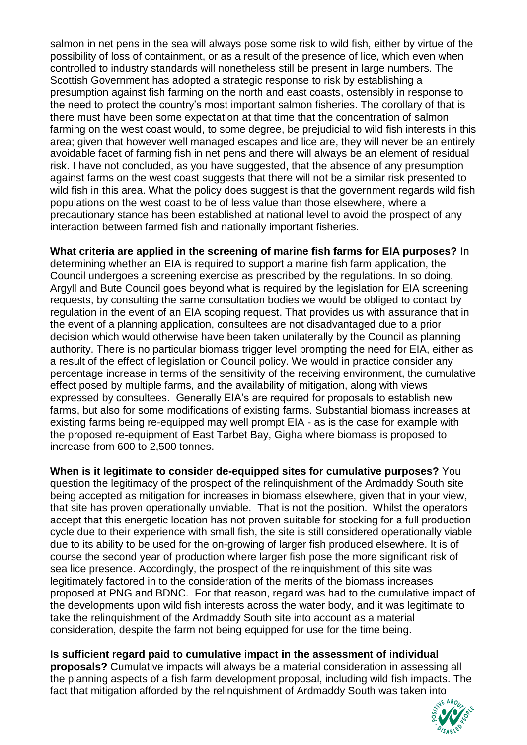salmon in net pens in the sea will always pose some risk to wild fish, either by virtue of the possibility of loss of containment, or as a result of the presence of lice, which even when controlled to industry standards will nonetheless still be present in large numbers. The Scottish Government has adopted a strategic response to risk by establishing a presumption against fish farming on the north and east coasts, ostensibly in response to the need to protect the country's most important salmon fisheries. The corollary of that is there must have been some expectation at that time that the concentration of salmon farming on the west coast would, to some degree, be prejudicial to wild fish interests in this area; given that however well managed escapes and lice are, they will never be an entirely avoidable facet of farming fish in net pens and there will always be an element of residual risk. I have not concluded, as you have suggested, that the absence of any presumption against farms on the west coast suggests that there will not be a similar risk presented to wild fish in this area. What the policy does suggest is that the government regards wild fish populations on the west coast to be of less value than those elsewhere, where a precautionary stance has been established at national level to avoid the prospect of any interaction between farmed fish and nationally important fisheries.

**What criteria are applied in the screening of marine fish farms for EIA purposes?** In determining whether an EIA is required to support a marine fish farm application, the Council undergoes a screening exercise as prescribed by the regulations. In so doing, Argyll and Bute Council goes beyond what is required by the legislation for EIA screening requests, by consulting the same consultation bodies we would be obliged to contact by regulation in the event of an EIA scoping request. That provides us with assurance that in the event of a planning application, consultees are not disadvantaged due to a prior decision which would otherwise have been taken unilaterally by the Council as planning authority. There is no particular biomass trigger level prompting the need for EIA, either as a result of the effect of legislation or Council policy. We would in practice consider any percentage increase in terms of the sensitivity of the receiving environment, the cumulative effect posed by multiple farms, and the availability of mitigation, along with views expressed by consultees. Generally EIA's are required for proposals to establish new farms, but also for some modifications of existing farms. Substantial biomass increases at existing farms being re-equipped may well prompt EIA - as is the case for example with the proposed re-equipment of East Tarbet Bay, Gigha where biomass is proposed to increase from 600 to 2,500 tonnes.

**When is it legitimate to consider de-equipped sites for cumulative purposes?** You question the legitimacy of the prospect of the relinquishment of the Ardmaddy South site being accepted as mitigation for increases in biomass elsewhere, given that in your view, that site has proven operationally unviable. That is not the position. Whilst the operators accept that this energetic location has not proven suitable for stocking for a full production cycle due to their experience with small fish, the site is still considered operationally viable due to its ability to be used for the on-growing of larger fish produced elsewhere. It is of course the second year of production where larger fish pose the more significant risk of sea lice presence. Accordingly, the prospect of the relinquishment of this site was legitimately factored in to the consideration of the merits of the biomass increases proposed at PNG and BDNC. For that reason, regard was had to the cumulative impact of the developments upon wild fish interests across the water body, and it was legitimate to take the relinquishment of the Ardmaddy South site into account as a material consideration, despite the farm not being equipped for use for the time being.

**Is sufficient regard paid to cumulative impact in the assessment of individual proposals?** Cumulative impacts will always be a material consideration in assessing all the planning aspects of a fish farm development proposal, including wild fish impacts. The fact that mitigation afforded by the relinquishment of Ardmaddy South was taken into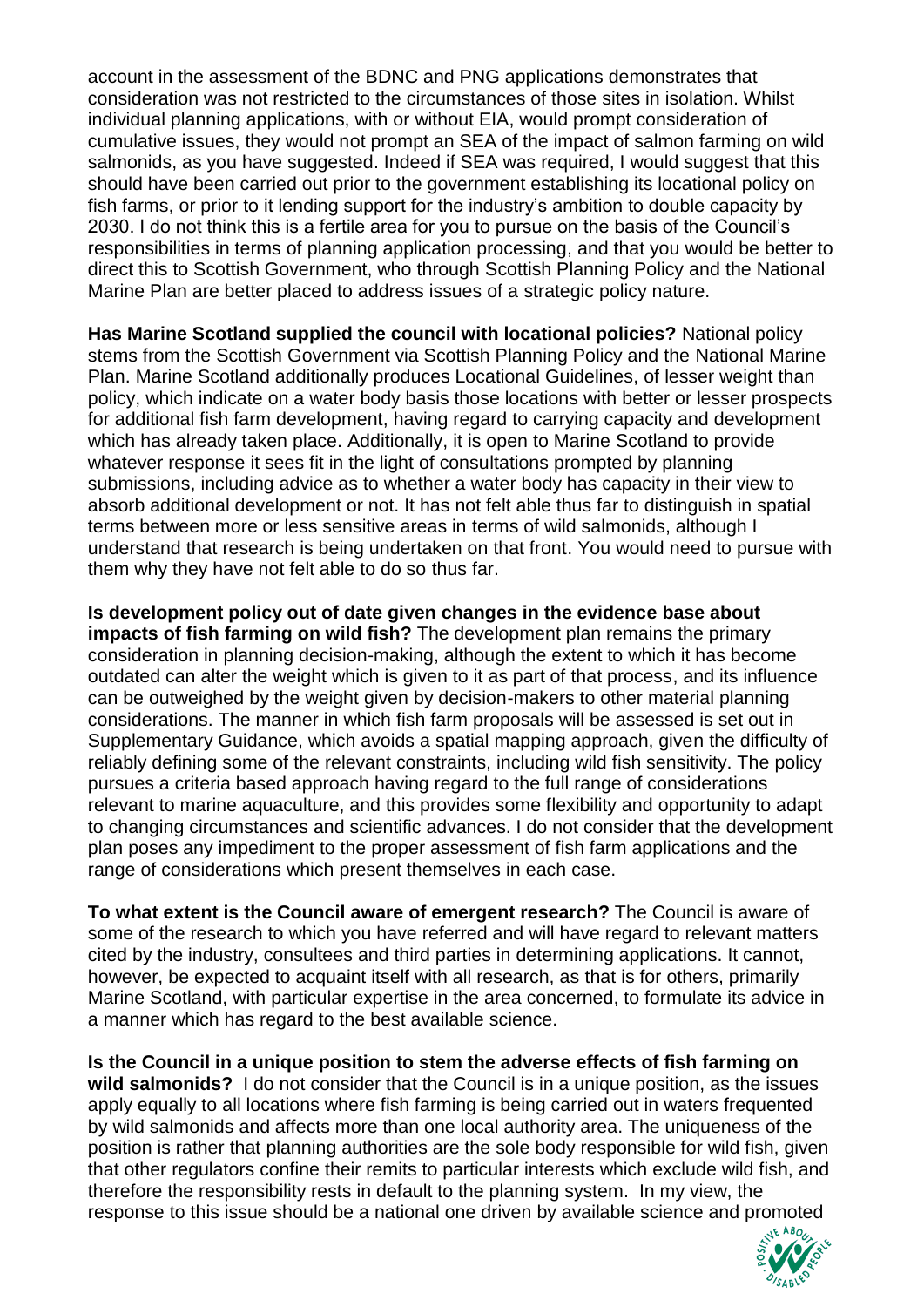account in the assessment of the BDNC and PNG applications demonstrates that consideration was not restricted to the circumstances of those sites in isolation. Whilst individual planning applications, with or without EIA, would prompt consideration of cumulative issues, they would not prompt an SEA of the impact of salmon farming on wild salmonids, as you have suggested. Indeed if SEA was required, I would suggest that this should have been carried out prior to the government establishing its locational policy on fish farms, or prior to it lending support for the industry's ambition to double capacity by 2030. I do not think this is a fertile area for you to pursue on the basis of the Council's responsibilities in terms of planning application processing, and that you would be better to direct this to Scottish Government, who through Scottish Planning Policy and the National Marine Plan are better placed to address issues of a strategic policy nature.

**Has Marine Scotland supplied the council with locational policies?** National policy stems from the Scottish Government via Scottish Planning Policy and the National Marine Plan. Marine Scotland additionally produces Locational Guidelines, of lesser weight than policy, which indicate on a water body basis those locations with better or lesser prospects for additional fish farm development, having regard to carrying capacity and development which has already taken place. Additionally, it is open to Marine Scotland to provide whatever response it sees fit in the light of consultations prompted by planning submissions, including advice as to whether a water body has capacity in their view to absorb additional development or not. It has not felt able thus far to distinguish in spatial terms between more or less sensitive areas in terms of wild salmonids, although I understand that research is being undertaken on that front. You would need to pursue with them why they have not felt able to do so thus far.

**Is development policy out of date given changes in the evidence base about impacts of fish farming on wild fish?** The development plan remains the primary consideration in planning decision-making, although the extent to which it has become outdated can alter the weight which is given to it as part of that process, and its influence can be outweighed by the weight given by decision-makers to other material planning considerations. The manner in which fish farm proposals will be assessed is set out in Supplementary Guidance, which avoids a spatial mapping approach, given the difficulty of reliably defining some of the relevant constraints, including wild fish sensitivity. The policy pursues a criteria based approach having regard to the full range of considerations relevant to marine aquaculture, and this provides some flexibility and opportunity to adapt to changing circumstances and scientific advances. I do not consider that the development plan poses any impediment to the proper assessment of fish farm applications and the range of considerations which present themselves in each case.

**To what extent is the Council aware of emergent research?** The Council is aware of some of the research to which you have referred and will have regard to relevant matters cited by the industry, consultees and third parties in determining applications. It cannot, however, be expected to acquaint itself with all research, as that is for others, primarily Marine Scotland, with particular expertise in the area concerned, to formulate its advice in a manner which has regard to the best available science.

**Is the Council in a unique position to stem the adverse effects of fish farming on wild salmonids?** I do not consider that the Council is in a unique position, as the issues apply equally to all locations where fish farming is being carried out in waters frequented by wild salmonids and affects more than one local authority area. The uniqueness of the position is rather that planning authorities are the sole body responsible for wild fish, given that other regulators confine their remits to particular interests which exclude wild fish, and therefore the responsibility rests in default to the planning system. In my view, the response to this issue should be a national one driven by available science and promoted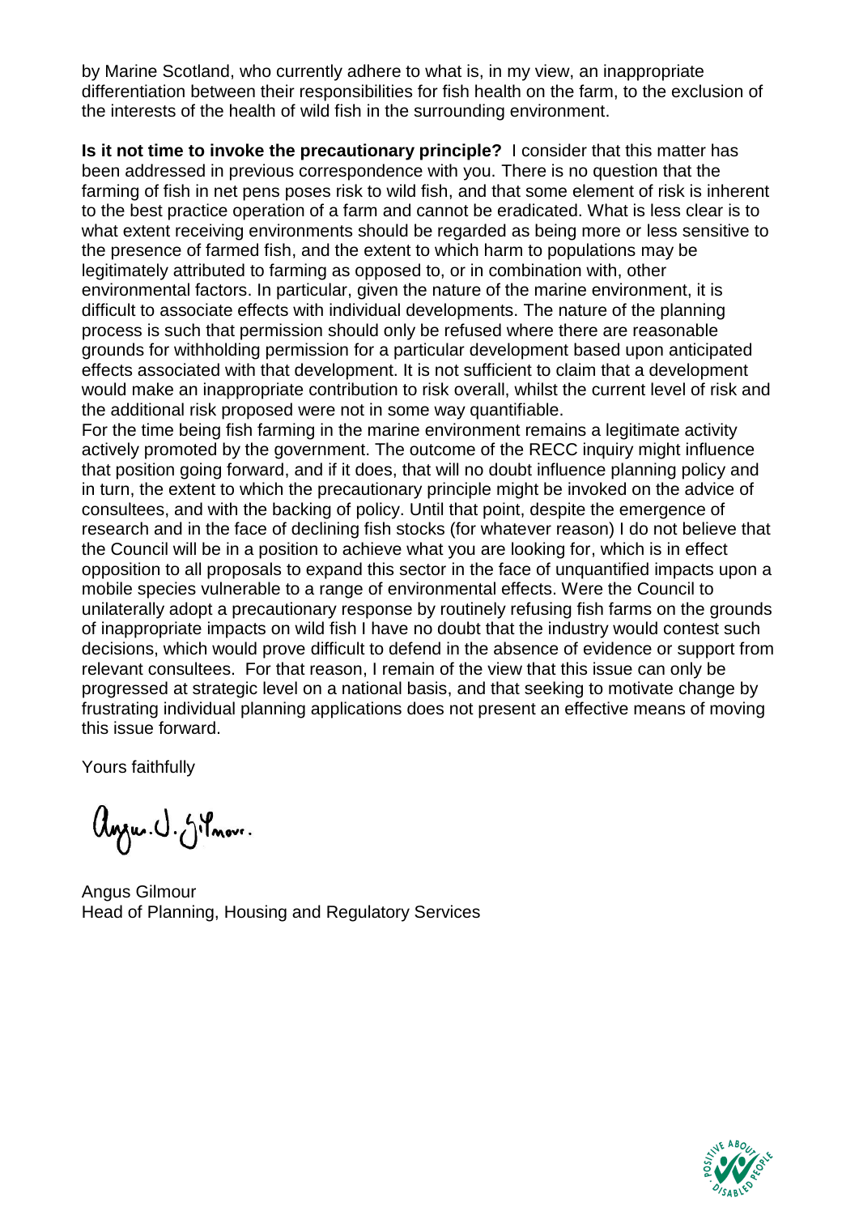by Marine Scotland, who currently adhere to what is, in my view, an inappropriate differentiation between their responsibilities for fish health on the farm, to the exclusion of the interests of the health of wild fish in the surrounding environment.

**Is it not time to invoke the precautionary principle?** I consider that this matter has been addressed in previous correspondence with you. There is no question that the farming of fish in net pens poses risk to wild fish, and that some element of risk is inherent to the best practice operation of a farm and cannot be eradicated. What is less clear is to what extent receiving environments should be regarded as being more or less sensitive to the presence of farmed fish, and the extent to which harm to populations may be legitimately attributed to farming as opposed to, or in combination with, other environmental factors. In particular, given the nature of the marine environment, it is difficult to associate effects with individual developments. The nature of the planning process is such that permission should only be refused where there are reasonable grounds for withholding permission for a particular development based upon anticipated effects associated with that development. It is not sufficient to claim that a development would make an inappropriate contribution to risk overall, whilst the current level of risk and the additional risk proposed were not in some way quantifiable.

For the time being fish farming in the marine environment remains a legitimate activity actively promoted by the government. The outcome of the RECC inquiry might influence that position going forward, and if it does, that will no doubt influence planning policy and in turn, the extent to which the precautionary principle might be invoked on the advice of consultees, and with the backing of policy. Until that point, despite the emergence of research and in the face of declining fish stocks (for whatever reason) I do not believe that the Council will be in a position to achieve what you are looking for, which is in effect opposition to all proposals to expand this sector in the face of unquantified impacts upon a mobile species vulnerable to a range of environmental effects. Were the Council to unilaterally adopt a precautionary response by routinely refusing fish farms on the grounds of inappropriate impacts on wild fish I have no doubt that the industry would contest such decisions, which would prove difficult to defend in the absence of evidence or support from relevant consultees. For that reason, I remain of the view that this issue can only be progressed at strategic level on a national basis, and that seeking to motivate change by frustrating individual planning applications does not present an effective means of moving this issue forward.

Yours faithfully

Angus Gilmour
Head of Planning, Housing and Regulatory Services